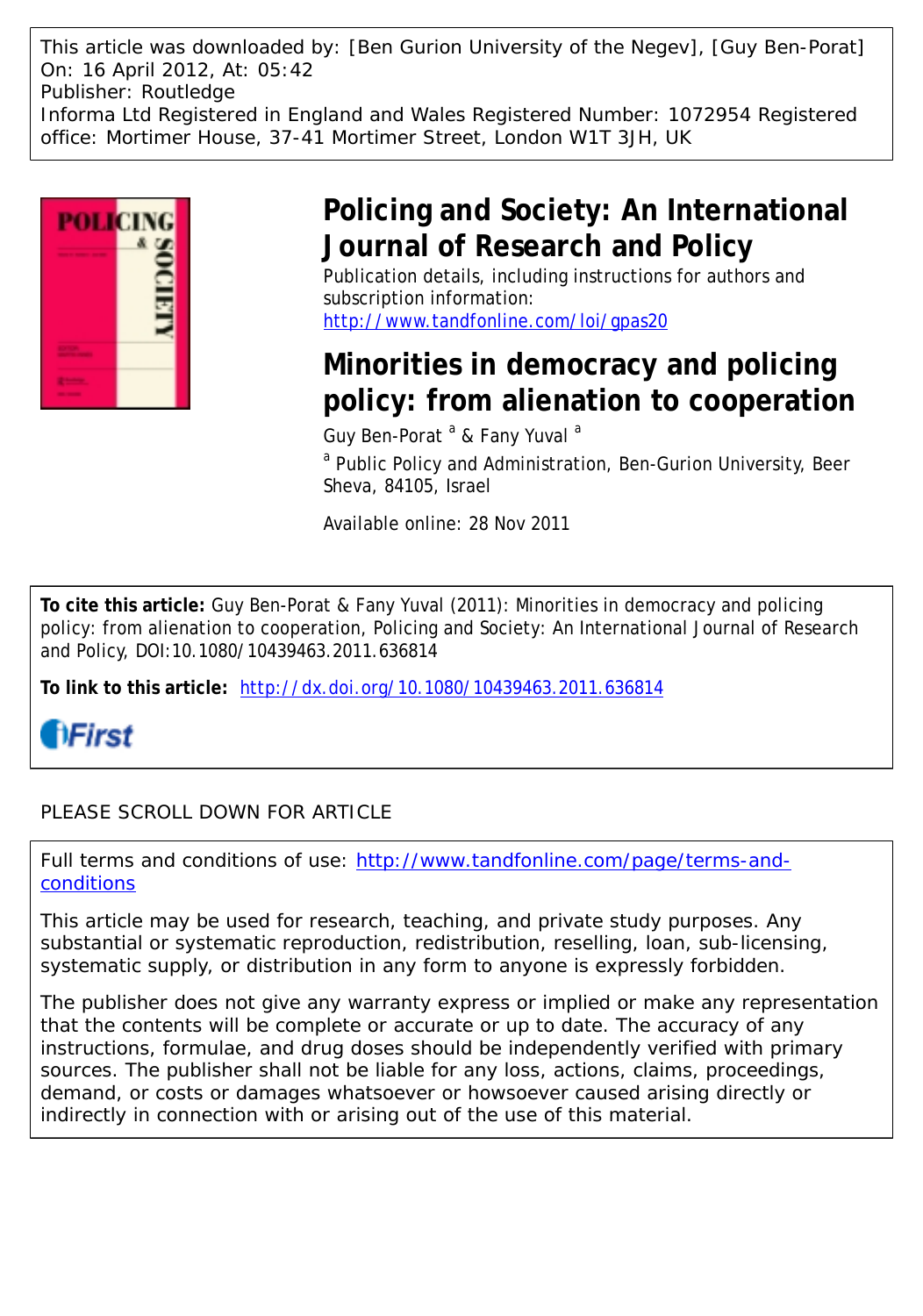This article was downloaded by: [Ben Gurion University of the Negev], [Guy Ben-Porat]
On: 16 April 2012, At: 05:42
Publisher: Routledge
Informa Ltd Registered in England and Wales Registered Number: 1072954 Registered office: Mortimer House, 37-41 Mortimer Street, London W1T 3JH, UK

# Policing and Society: An International Journal of Research and Policy

Publication details, including instructions for authors and subscription information:
http://www.tandfonline.com/loi/gpas20

# Minorities in democracy and policing policy: from alienation to cooperation

Guy Ben-Porat [a] & Fany Yuval [a]

[a] Public Policy and Administration, Ben-Gurion University, Beer Sheva, 84105, Israel

Available online: 28 Nov 2011

**To cite this article:** Guy Ben-Porat & Fany Yuval (2011): Minorities in democracy and policing policy: from alienation to cooperation, Policing and Society: An International Journal of Research and Policy, DOI:10.1080/10439463.2011.636814

**To link to this article:** http://dx.doi.org/10.1080/10439463.2011.636814

PLEASE SCROLL DOWN FOR ARTICLE

Full terms and conditions of use: http://www.tandfonline.com/page/terms-and-conditions

This article may be used for research, teaching, and private study purposes. Any substantial or systematic reproduction, redistribution, reselling, loan, sub-licensing, systematic supply, or distribution in any form to anyone is expressly forbidden.

The publisher does not give any warranty express or implied or make any representation that the contents will be complete or accurate or up to date. The accuracy of any instructions, formulae, and drug doses should be independently verified with primary sources. The publisher shall not be liable for any loss, actions, claims, proceedings, demand, or costs or damages whatsoever or howsoever caused arising directly or indirectly in connection with or arising out of the use of this material.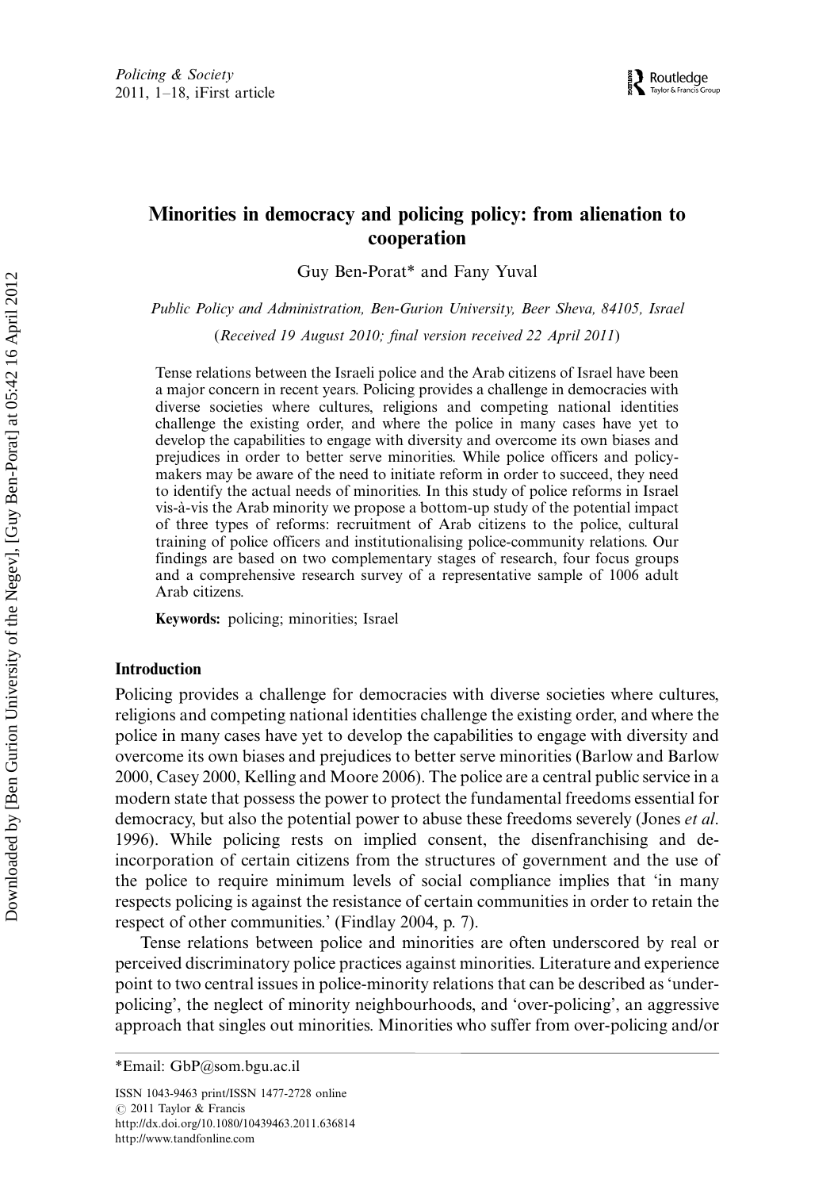# Minorities in democracy and policing policy: from alienation to cooperation

Guy Ben-Porat* and Fany Yuval

*Public Policy and Administration, Ben-Gurion University, Beer Sheva, 84105, Israel*

(*Received 19 August 2010; final version received 22 April 2011*)

Tense relations between the Israeli police and the Arab citizens of Israel have been a major concern in recent years. Policing provides a challenge in democracies with diverse societies where cultures, religions and competing national identities challenge the existing order, and where the police in many cases have yet to develop the capabilities to engage with diversity and overcome its own biases and prejudices in order to better serve minorities. While police officers and policy-makers may be aware of the need to initiate reform in order to succeed, they need to identify the actual needs of minorities. In this study of police reforms in Israel vis-à-vis the Arab minority we propose a bottom-up study of the potential impact of three types of reforms: recruitment of Arab citizens to the police, cultural training of police officers and institutionalising police-community relations. Our findings are based on two complementary stages of research, four focus groups and a comprehensive research survey of a representative sample of 1006 adult Arab citizens.

**Keywords:** policing; minorities; Israel

## Introduction

Policing provides a challenge for democracies with diverse societies where cultures, religions and competing national identities challenge the existing order, and where the police in many cases have yet to develop the capabilities to engage with diversity and overcome its own biases and prejudices to better serve minorities (Barlow and Barlow 2000, Casey 2000, Kelling and Moore 2006). The police are a central public service in a modern state that possess the power to protect the fundamental freedoms essential for democracy, but also the potential power to abuse these freedoms severely (Jones *et al.* 1996). While policing rests on implied consent, the disenfranchising and de-incorporation of certain citizens from the structures of government and the use of the police to require minimum levels of social compliance implies that 'in many respects policing is against the resistance of certain communities in order to retain the respect of other communities.' (Findlay 2004, p. 7).

Tense relations between police and minorities are often underscored by real or perceived discriminatory police practices against minorities. Literature and experience point to two central issues in police-minority relations that can be described as 'under-policing', the neglect of minority neighbourhoods, and 'over-policing', an aggressive approach that singles out minorities. Minorities who suffer from over-policing and/or

*Email: GbP@som.bgu.ac.il

ISSN 1043-9463 print/ISSN 1477-2728 online
© 2011 Taylor & Francis
http://dx.doi.org/10.1080/10439463.2011.636814
http://www.tandfonline.com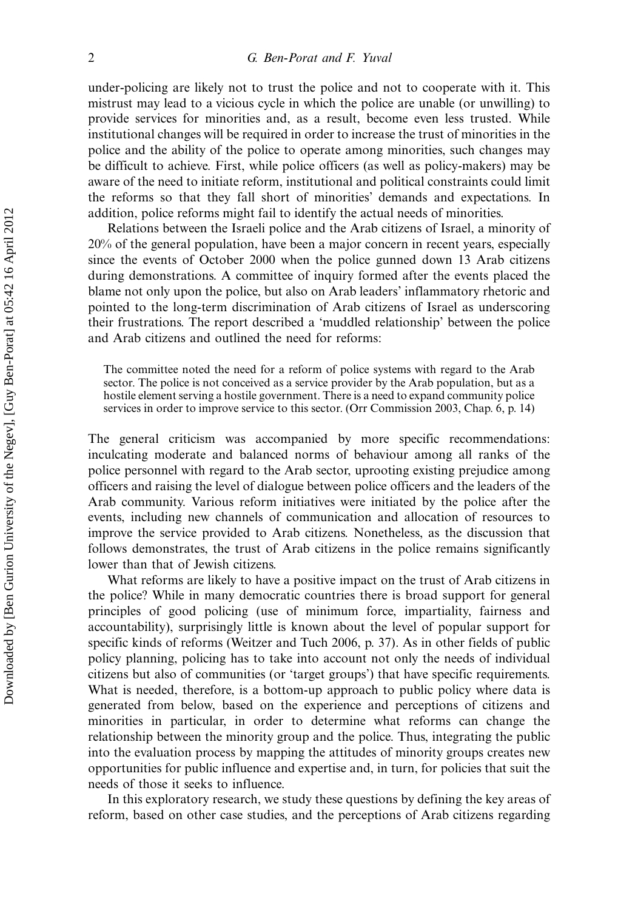under-policing are likely not to trust the police and not to cooperate with it. This mistrust may lead to a vicious cycle in which the police are unable (or unwilling) to provide services for minorities and, as a result, become even less trusted. While institutional changes will be required in order to increase the trust of minorities in the police and the ability of the police to operate among minorities, such changes may be difficult to achieve. First, while police officers (as well as policy-makers) may be aware of the need to initiate reform, institutional and political constraints could limit the reforms so that they fall short of minorities' demands and expectations. In addition, police reforms might fail to identify the actual needs of minorities.

Relations between the Israeli police and the Arab citizens of Israel, a minority of 20% of the general population, have been a major concern in recent years, especially since the events of October 2000 when the police gunned down 13 Arab citizens during demonstrations. A committee of inquiry formed after the events placed the blame not only upon the police, but also on Arab leaders' inflammatory rhetoric and pointed to the long-term discrimination of Arab citizens of Israel as underscoring their frustrations. The report described a 'muddled relationship' between the police and Arab citizens and outlined the need for reforms:

> The committee noted the need for a reform of police systems with regard to the Arab sector. The police is not conceived as a service provider by the Arab population, but as a hostile element serving a hostile government. There is a need to expand community police services in order to improve service to this sector. (Orr Commission 2003, Chap. 6, p. 14)

The general criticism was accompanied by more specific recommendations: inculcating moderate and balanced norms of behaviour among all ranks of the police personnel with regard to the Arab sector, uprooting existing prejudice among officers and raising the level of dialogue between police officers and the leaders of the Arab community. Various reform initiatives were initiated by the police after the events, including new channels of communication and allocation of resources to improve the service provided to Arab citizens. Nonetheless, as the discussion that follows demonstrates, the trust of Arab citizens in the police remains significantly lower than that of Jewish citizens.

What reforms are likely to have a positive impact on the trust of Arab citizens in the police? While in many democratic countries there is broad support for general principles of good policing (use of minimum force, impartiality, fairness and accountability), surprisingly little is known about the level of popular support for specific kinds of reforms (Weitzer and Tuch 2006, p. 37). As in other fields of public policy planning, policing has to take into account not only the needs of individual citizens but also of communities (or 'target groups') that have specific requirements. What is needed, therefore, is a bottom-up approach to public policy where data is generated from below, based on the experience and perceptions of citizens and minorities in particular, in order to determine what reforms can change the relationship between the minority group and the police. Thus, integrating the public into the evaluation process by mapping the attitudes of minority groups creates new opportunities for public influence and expertise and, in turn, for policies that suit the needs of those it seeks to influence.

In this exploratory research, we study these questions by defining the key areas of reform, based on other case studies, and the perceptions of Arab citizens regarding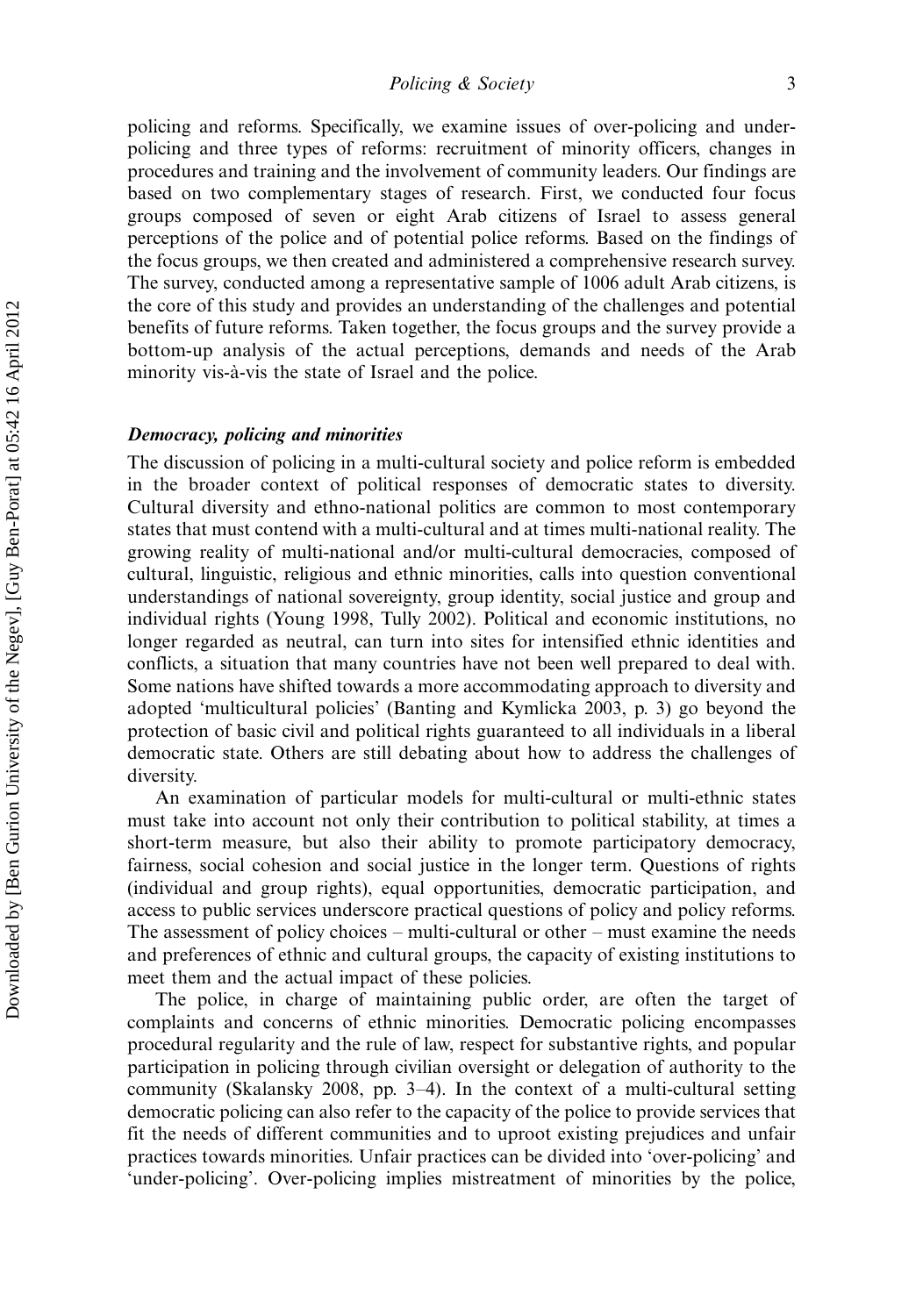policing and reforms. Specifically, we examine issues of over-policing and under-policing and three types of reforms: recruitment of minority officers, changes in procedures and training and the involvement of community leaders. Our findings are based on two complementary stages of research. First, we conducted four focus groups composed of seven or eight Arab citizens of Israel to assess general perceptions of the police and of potential police reforms. Based on the findings of the focus groups, we then created and administered a comprehensive research survey. The survey, conducted among a representative sample of 1006 adult Arab citizens, is the core of this study and provides an understanding of the challenges and potential benefits of future reforms. Taken together, the focus groups and the survey provide a bottom-up analysis of the actual perceptions, demands and needs of the Arab minority vis-à-vis the state of Israel and the police.

### *Democracy, policing and minorities*

The discussion of policing in a multi-cultural society and police reform is embedded in the broader context of political responses of democratic states to diversity. Cultural diversity and ethno-national politics are common to most contemporary states that must contend with a multi-cultural and at times multi-national reality. The growing reality of multi-national and/or multi-cultural democracies, composed of cultural, linguistic, religious and ethnic minorities, calls into question conventional understandings of national sovereignty, group identity, social justice and group and individual rights (Young 1998, Tully 2002). Political and economic institutions, no longer regarded as neutral, can turn into sites for intensified ethnic identities and conflicts, a situation that many countries have not been well prepared to deal with. Some nations have shifted towards a more accommodating approach to diversity and adopted 'multicultural policies' (Banting and Kymlicka 2003, p. 3) go beyond the protection of basic civil and political rights guaranteed to all individuals in a liberal democratic state. Others are still debating about how to address the challenges of diversity.

An examination of particular models for multi-cultural or multi-ethnic states must take into account not only their contribution to political stability, at times a short-term measure, but also their ability to promote participatory democracy, fairness, social cohesion and social justice in the longer term. Questions of rights (individual and group rights), equal opportunities, democratic participation, and access to public services underscore practical questions of policy and policy reforms. The assessment of policy choices – multi-cultural or other – must examine the needs and preferences of ethnic and cultural groups, the capacity of existing institutions to meet them and the actual impact of these policies.

The police, in charge of maintaining public order, are often the target of complaints and concerns of ethnic minorities. Democratic policing encompasses procedural regularity and the rule of law, respect for substantive rights, and popular participation in policing through civilian oversight or delegation of authority to the community (Skalansky 2008, pp. 3–4). In the context of a multi-cultural setting democratic policing can also refer to the capacity of the police to provide services that fit the needs of different communities and to uproot existing prejudices and unfair practices towards minorities. Unfair practices can be divided into 'over-policing' and 'under-policing'. Over-policing implies mistreatment of minorities by the police,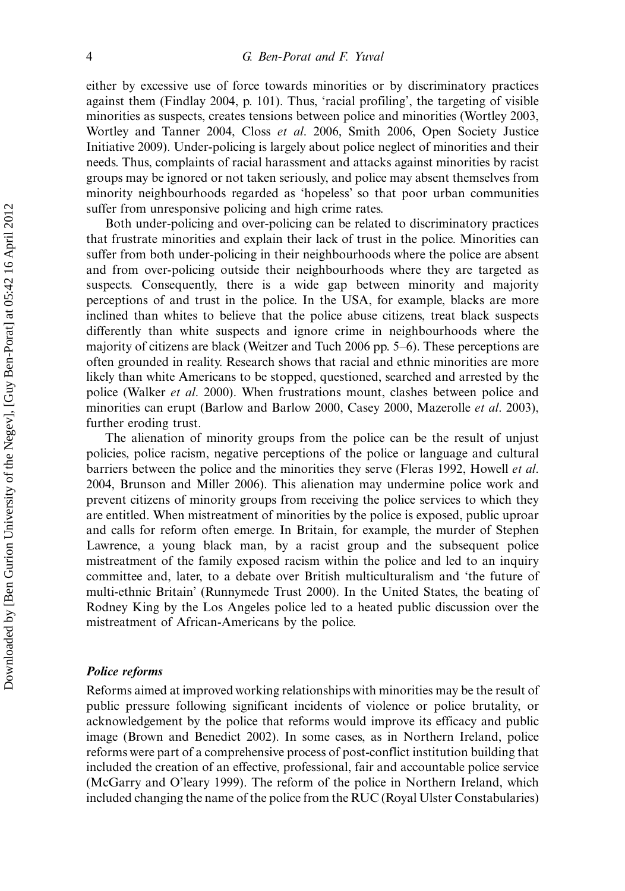either by excessive use of force towards minorities or by discriminatory practices against them (Findlay 2004, p. 101). Thus, 'racial profiling', the targeting of visible minorities as suspects, creates tensions between police and minorities (Wortley 2003, Wortley and Tanner 2004, Closs *et al*. 2006, Smith 2006, Open Society Justice Initiative 2009). Under-policing is largely about police neglect of minorities and their needs. Thus, complaints of racial harassment and attacks against minorities by racist groups may be ignored or not taken seriously, and police may absent themselves from minority neighbourhoods regarded as 'hopeless' so that poor urban communities suffer from unresponsive policing and high crime rates.

Both under-policing and over-policing can be related to discriminatory practices that frustrate minorities and explain their lack of trust in the police. Minorities can suffer from both under-policing in their neighbourhoods where the police are absent and from over-policing outside their neighbourhoods where they are targeted as suspects. Consequently, there is a wide gap between minority and majority perceptions of and trust in the police. In the USA, for example, blacks are more inclined than whites to believe that the police abuse citizens, treat black suspects differently than white suspects and ignore crime in neighbourhoods where the majority of citizens are black (Weitzer and Tuch 2006 pp. 5–6). These perceptions are often grounded in reality. Research shows that racial and ethnic minorities are more likely than white Americans to be stopped, questioned, searched and arrested by the police (Walker *et al*. 2000). When frustrations mount, clashes between police and minorities can erupt (Barlow and Barlow 2000, Casey 2000, Mazerolle *et al*. 2003), further eroding trust.

The alienation of minority groups from the police can be the result of unjust policies, police racism, negative perceptions of the police or language and cultural barriers between the police and the minorities they serve (Fleras 1992, Howell *et al*. 2004, Brunson and Miller 2006). This alienation may undermine police work and prevent citizens of minority groups from receiving the police services to which they are entitled. When mistreatment of minorities by the police is exposed, public uproar and calls for reform often emerge. In Britain, for example, the murder of Stephen Lawrence, a young black man, by a racist group and the subsequent police mistreatment of the family exposed racism within the police and led to an inquiry committee and, later, to a debate over British multiculturalism and 'the future of multi-ethnic Britain' (Runnymede Trust 2000). In the United States, the beating of Rodney King by the Los Angeles police led to a heated public discussion over the mistreatment of African-Americans by the police.

### *Police reforms*

Reforms aimed at improved working relationships with minorities may be the result of public pressure following significant incidents of violence or police brutality, or acknowledgement by the police that reforms would improve its efficacy and public image (Brown and Benedict 2002). In some cases, as in Northern Ireland, police reforms were part of a comprehensive process of post-conflict institution building that included the creation of an effective, professional, fair and accountable police service (McGarry and O'leary 1999). The reform of the police in Northern Ireland, which included changing the name of the police from the RUC (Royal Ulster Constabularies)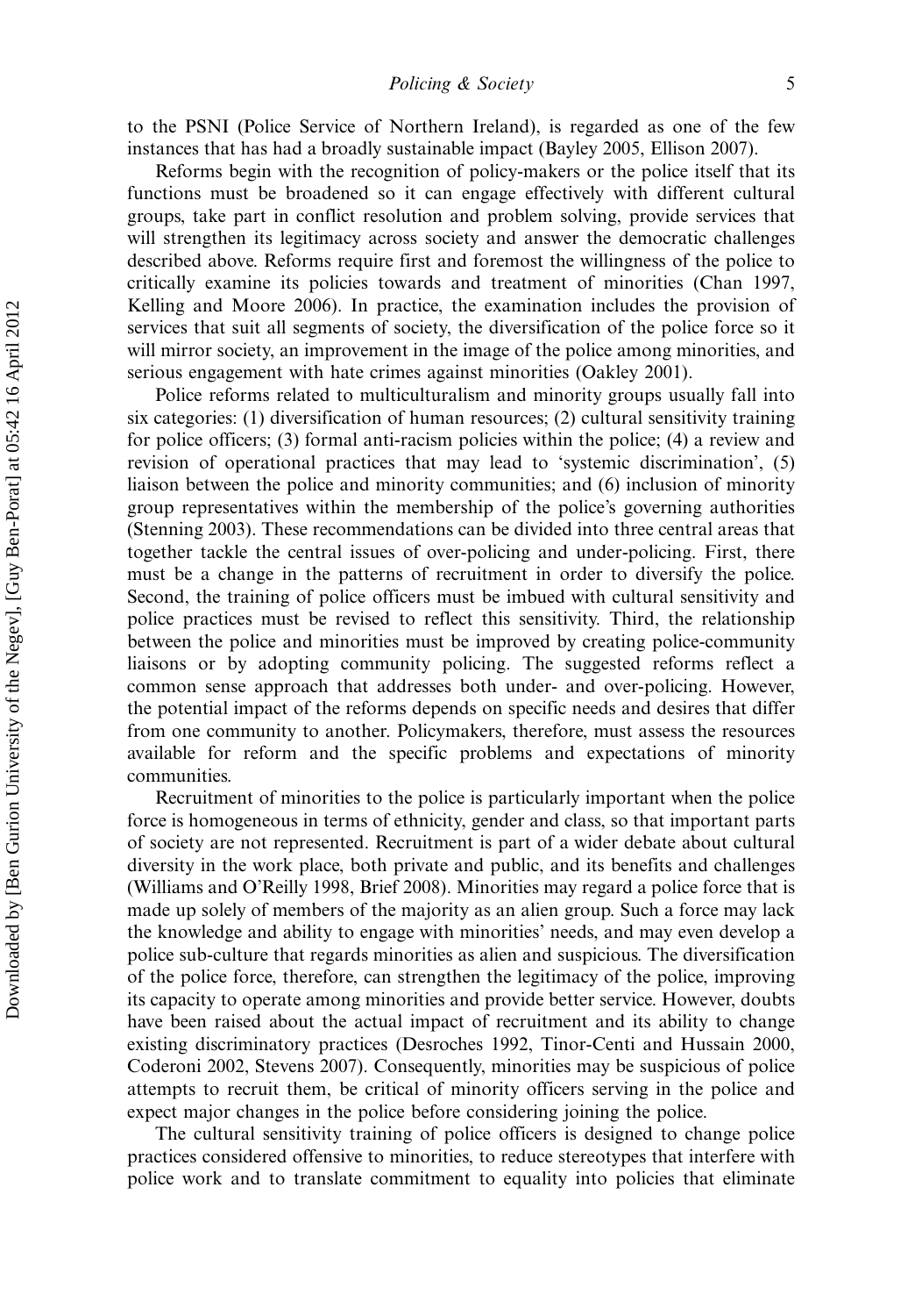to the PSNI (Police Service of Northern Ireland), is regarded as one of the few instances that has had a broadly sustainable impact (Bayley 2005, Ellison 2007).

Reforms begin with the recognition of policy-makers or the police itself that its functions must be broadened so it can engage effectively with different cultural groups, take part in conflict resolution and problem solving, provide services that will strengthen its legitimacy across society and answer the democratic challenges described above. Reforms require first and foremost the willingness of the police to critically examine its policies towards and treatment of minorities (Chan 1997, Kelling and Moore 2006). In practice, the examination includes the provision of services that suit all segments of society, the diversification of the police force so it will mirror society, an improvement in the image of the police among minorities, and serious engagement with hate crimes against minorities (Oakley 2001).

Police reforms related to multiculturalism and minority groups usually fall into six categories: (1) diversification of human resources; (2) cultural sensitivity training for police officers; (3) formal anti-racism policies within the police; (4) a review and revision of operational practices that may lead to 'systemic discrimination', (5) liaison between the police and minority communities; and (6) inclusion of minority group representatives within the membership of the police's governing authorities (Stenning 2003). These recommendations can be divided into three central areas that together tackle the central issues of over-policing and under-policing. First, there must be a change in the patterns of recruitment in order to diversify the police. Second, the training of police officers must be imbued with cultural sensitivity and police practices must be revised to reflect this sensitivity. Third, the relationship between the police and minorities must be improved by creating police-community liaisons or by adopting community policing. The suggested reforms reflect a common sense approach that addresses both under- and over-policing. However, the potential impact of the reforms depends on specific needs and desires that differ from one community to another. Policymakers, therefore, must assess the resources available for reform and the specific problems and expectations of minority communities.

Recruitment of minorities to the police is particularly important when the police force is homogeneous in terms of ethnicity, gender and class, so that important parts of society are not represented. Recruitment is part of a wider debate about cultural diversity in the work place, both private and public, and its benefits and challenges (Williams and O'Reilly 1998, Brief 2008). Minorities may regard a police force that is made up solely of members of the majority as an alien group. Such a force may lack the knowledge and ability to engage with minorities' needs, and may even develop a police sub-culture that regards minorities as alien and suspicious. The diversification of the police force, therefore, can strengthen the legitimacy of the police, improving its capacity to operate among minorities and provide better service. However, doubts have been raised about the actual impact of recruitment and its ability to change existing discriminatory practices (Desroches 1992, Tinor-Centi and Hussain 2000, Coderoni 2002, Stevens 2007). Consequently, minorities may be suspicious of police attempts to recruit them, be critical of minority officers serving in the police and expect major changes in the police before considering joining the police.

The cultural sensitivity training of police officers is designed to change police practices considered offensive to minorities, to reduce stereotypes that interfere with police work and to translate commitment to equality into policies that eliminate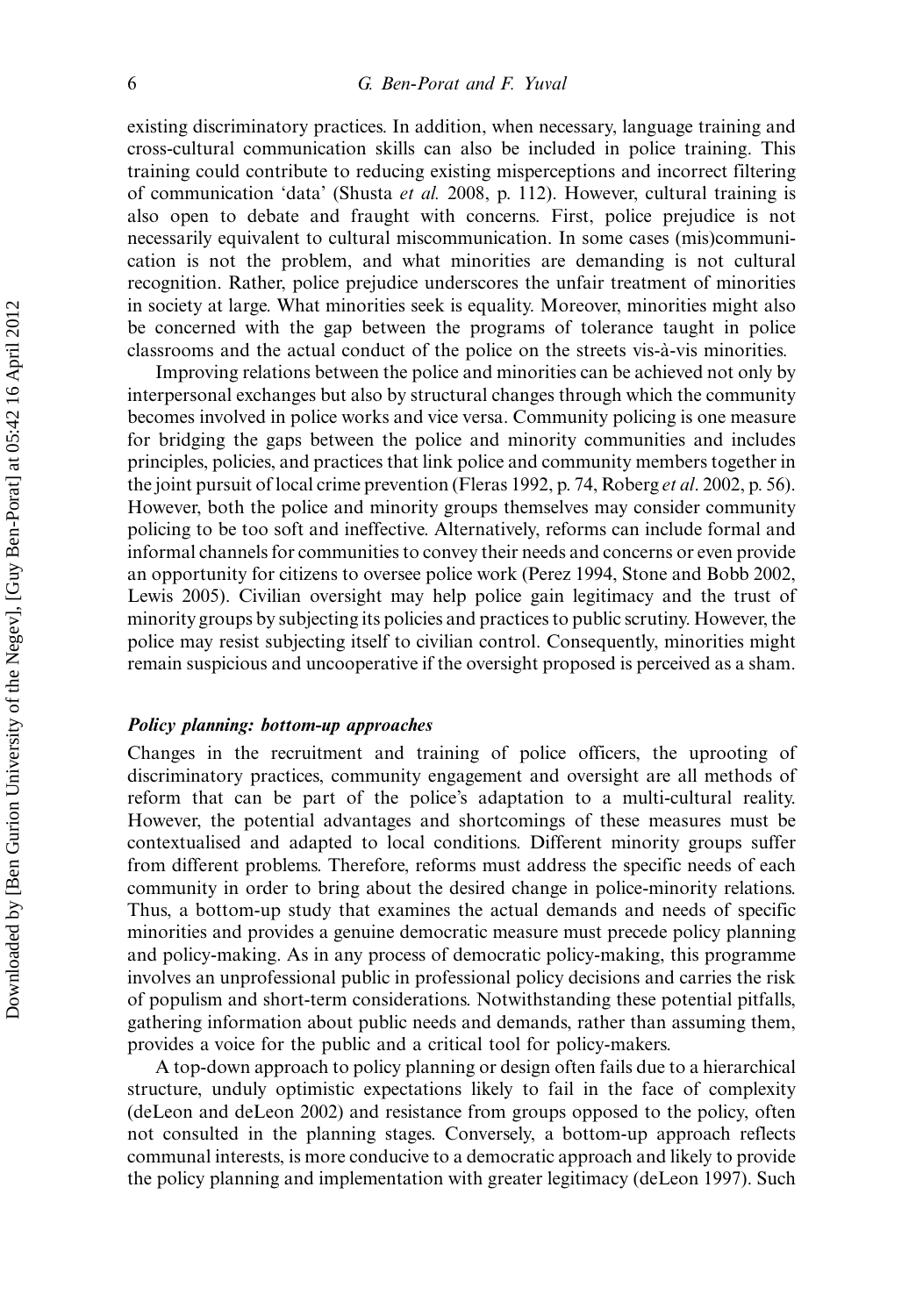existing discriminatory practices. In addition, when necessary, language training and cross-cultural communication skills can also be included in police training. This training could contribute to reducing existing misperceptions and incorrect filtering of communication 'data' (Shusta *et al.* 2008, p. 112). However, cultural training is also open to debate and fraught with concerns. First, police prejudice is not necessarily equivalent to cultural miscommunication. In some cases (mis)communication is not the problem, and what minorities are demanding is not cultural recognition. Rather, police prejudice underscores the unfair treatment of minorities in society at large. What minorities seek is equality. Moreover, minorities might also be concerned with the gap between the programs of tolerance taught in police classrooms and the actual conduct of the police on the streets vis-à-vis minorities.

Improving relations between the police and minorities can be achieved not only by interpersonal exchanges but also by structural changes through which the community becomes involved in police works and vice versa. Community policing is one measure for bridging the gaps between the police and minority communities and includes principles, policies, and practices that link police and community members together in the joint pursuit of local crime prevention (Fleras 1992, p. 74, Roberg *et al*. 2002, p. 56). However, both the police and minority groups themselves may consider community policing to be too soft and ineffective. Alternatively, reforms can include formal and informal channels for communities to convey their needs and concerns or even provide an opportunity for citizens to oversee police work (Perez 1994, Stone and Bobb 2002, Lewis 2005). Civilian oversight may help police gain legitimacy and the trust of minority groups by subjecting its policies and practices to public scrutiny. However, the police may resist subjecting itself to civilian control. Consequently, minorities might remain suspicious and uncooperative if the oversight proposed is perceived as a sham.

### *Policy planning: bottom-up approaches*

Changes in the recruitment and training of police officers, the uprooting of discriminatory practices, community engagement and oversight are all methods of reform that can be part of the police's adaptation to a multi-cultural reality. However, the potential advantages and shortcomings of these measures must be contextualised and adapted to local conditions. Different minority groups suffer from different problems. Therefore, reforms must address the specific needs of each community in order to bring about the desired change in police-minority relations. Thus, a bottom-up study that examines the actual demands and needs of specific minorities and provides a genuine democratic measure must precede policy planning and policy-making. As in any process of democratic policy-making, this programme involves an unprofessional public in professional policy decisions and carries the risk of populism and short-term considerations. Notwithstanding these potential pitfalls, gathering information about public needs and demands, rather than assuming them, provides a voice for the public and a critical tool for policy-makers.

A top-down approach to policy planning or design often fails due to a hierarchical structure, unduly optimistic expectations likely to fail in the face of complexity (deLeon and deLeon 2002) and resistance from groups opposed to the policy, often not consulted in the planning stages. Conversely, a bottom-up approach reflects communal interests, is more conducive to a democratic approach and likely to provide the policy planning and implementation with greater legitimacy (deLeon 1997). Such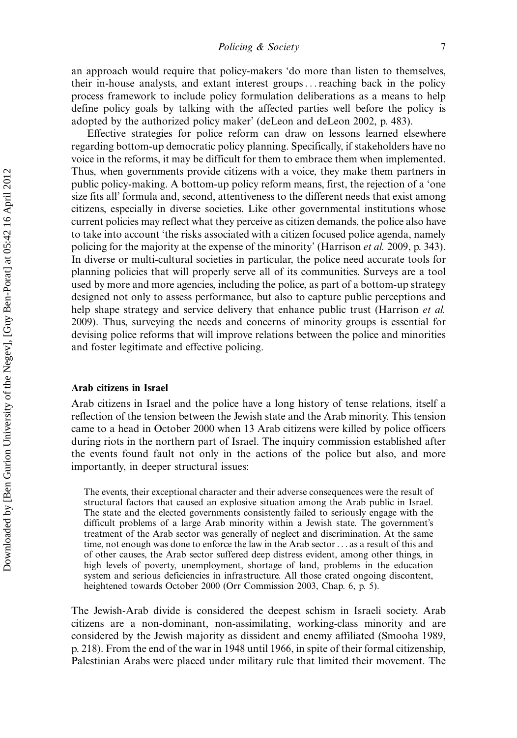an approach would require that policy-makers 'do more than listen to themselves, their in-house analysts, and extant interest groups . . . reaching back in the policy process framework to include policy formulation deliberations as a means to help define policy goals by talking with the affected parties well before the policy is adopted by the authorized policy maker' (deLeon and deLeon 2002, p. 483).

Effective strategies for police reform can draw on lessons learned elsewhere regarding bottom-up democratic policy planning. Specifically, if stakeholders have no voice in the reforms, it may be difficult for them to embrace them when implemented. Thus, when governments provide citizens with a voice, they make them partners in public policy-making. A bottom-up policy reform means, first, the rejection of a 'one size fits all' formula and, second, attentiveness to the different needs that exist among citizens, especially in diverse societies. Like other governmental institutions whose current policies may reflect what they perceive as citizen demands, the police also have to take into account 'the risks associated with a citizen focused police agenda, namely policing for the majority at the expense of the minority' (Harrison *et al.* 2009, p. 343). In diverse or multi-cultural societies in particular, the police need accurate tools for planning policies that will properly serve all of its communities. Surveys are a tool used by more and more agencies, including the police, as part of a bottom-up strategy designed not only to assess performance, but also to capture public perceptions and help shape strategy and service delivery that enhance public trust (Harrison *et al.* 2009). Thus, surveying the needs and concerns of minority groups is essential for devising police reforms that will improve relations between the police and minorities and foster legitimate and effective policing.

**Arab citizens in Israel**

Arab citizens in Israel and the police have a long history of tense relations, itself a reflection of the tension between the Jewish state and the Arab minority. This tension came to a head in October 2000 when 13 Arab citizens were killed by police officers during riots in the northern part of Israel. The inquiry commission established after the events found fault not only in the actions of the police but also, and more importantly, in deeper structural issues:

> The events, their exceptional character and their adverse consequences were the result of structural factors that caused an explosive situation among the Arab public in Israel. The state and the elected governments consistently failed to seriously engage with the difficult problems of a large Arab minority within a Jewish state. The government's treatment of the Arab sector was generally of neglect and discrimination. At the same time, not enough was done to enforce the law in the Arab sector . . . as a result of this and of other causes, the Arab sector suffered deep distress evident, among other things, in high levels of poverty, unemployment, shortage of land, problems in the education system and serious deficiencies in infrastructure. All those crated ongoing discontent, heightened towards October 2000 (Orr Commission 2003, Chap. 6, p. 5).

The Jewish-Arab divide is considered the deepest schism in Israeli society. Arab citizens are a non-dominant, non-assimilating, working-class minority and are considered by the Jewish majority as dissident and enemy affiliated (Smooha 1989, p. 218). From the end of the war in 1948 until 1966, in spite of their formal citizenship, Palestinian Arabs were placed under military rule that limited their movement. The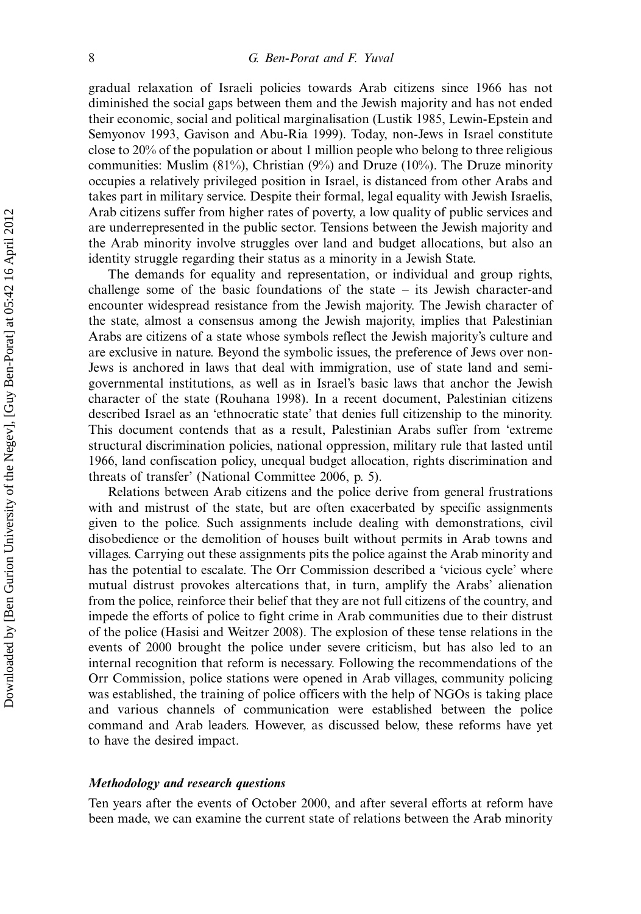gradual relaxation of Israeli policies towards Arab citizens since 1966 has not diminished the social gaps between them and the Jewish majority and has not ended their economic, social and political marginalisation (Lustik 1985, Lewin-Epstein and Semyonov 1993, Gavison and Abu-Ria 1999). Today, non-Jews in Israel constitute close to 20% of the population or about 1 million people who belong to three religious communities: Muslim (81%), Christian (9%) and Druze (10%). The Druze minority occupies a relatively privileged position in Israel, is distanced from other Arabs and takes part in military service. Despite their formal, legal equality with Jewish Israelis, Arab citizens suffer from higher rates of poverty, a low quality of public services and are underrepresented in the public sector. Tensions between the Jewish majority and the Arab minority involve struggles over land and budget allocations, but also an identity struggle regarding their status as a minority in a Jewish State.

The demands for equality and representation, or individual and group rights, challenge some of the basic foundations of the state – its Jewish character-and encounter widespread resistance from the Jewish majority. The Jewish character of the state, almost a consensus among the Jewish majority, implies that Palestinian Arabs are citizens of a state whose symbols reflect the Jewish majority's culture and are exclusive in nature. Beyond the symbolic issues, the preference of Jews over non-Jews is anchored in laws that deal with immigration, use of state land and semi-governmental institutions, as well as in Israel's basic laws that anchor the Jewish character of the state (Rouhana 1998). In a recent document, Palestinian citizens described Israel as an 'ethnocratic state' that denies full citizenship to the minority. This document contends that as a result, Palestinian Arabs suffer from 'extreme structural discrimination policies, national oppression, military rule that lasted until 1966, land confiscation policy, unequal budget allocation, rights discrimination and threats of transfer' (National Committee 2006, p. 5).

Relations between Arab citizens and the police derive from general frustrations with and mistrust of the state, but are often exacerbated by specific assignments given to the police. Such assignments include dealing with demonstrations, civil disobedience or the demolition of houses built without permits in Arab towns and villages. Carrying out these assignments pits the police against the Arab minority and has the potential to escalate. The Orr Commission described a 'vicious cycle' where mutual distrust provokes altercations that, in turn, amplify the Arabs' alienation from the police, reinforce their belief that they are not full citizens of the country, and impede the efforts of police to fight crime in Arab communities due to their distrust of the police (Hasisi and Weitzer 2008). The explosion of these tense relations in the events of 2000 brought the police under severe criticism, but has also led to an internal recognition that reform is necessary. Following the recommendations of the Orr Commission, police stations were opened in Arab villages, community policing was established, the training of police officers with the help of NGOs is taking place and various channels of communication were established between the police command and Arab leaders. However, as discussed below, these reforms have yet to have the desired impact.

### *Methodology and research questions*

Ten years after the events of October 2000, and after several efforts at reform have been made, we can examine the current state of relations between the Arab minority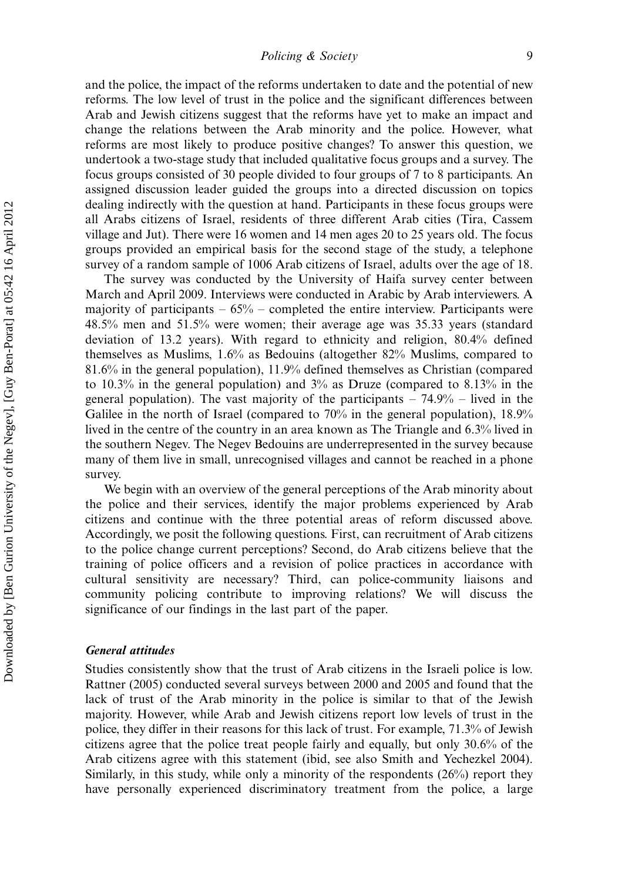and the police, the impact of the reforms undertaken to date and the potential of new reforms. The low level of trust in the police and the significant differences between Arab and Jewish citizens suggest that the reforms have yet to make an impact and change the relations between the Arab minority and the police. However, what reforms are most likely to produce positive changes? To answer this question, we undertook a two-stage study that included qualitative focus groups and a survey. The focus groups consisted of 30 people divided to four groups of 7 to 8 participants. An assigned discussion leader guided the groups into a directed discussion on topics dealing indirectly with the question at hand. Participants in these focus groups were all Arabs citizens of Israel, residents of three different Arab cities (Tira, Cassem village and Jut). There were 16 women and 14 men ages 20 to 25 years old. The focus groups provided an empirical basis for the second stage of the study, a telephone survey of a random sample of 1006 Arab citizens of Israel, adults over the age of 18.

The survey was conducted by the University of Haifa survey center between March and April 2009. Interviews were conducted in Arabic by Arab interviewers. A majority of participants – 65% – completed the entire interview. Participants were 48.5% men and 51.5% were women; their average age was 35.33 years (standard deviation of 13.2 years). With regard to ethnicity and religion, 80.4% defined themselves as Muslims, 1.6% as Bedouins (altogether 82% Muslims, compared to 81.6% in the general population), 11.9% defined themselves as Christian (compared to 10.3% in the general population) and 3% as Druze (compared to 8.13% in the general population). The vast majority of the participants – 74.9% – lived in the Galilee in the north of Israel (compared to 70% in the general population), 18.9% lived in the centre of the country in an area known as The Triangle and 6.3% lived in the southern Negev. The Negev Bedouins are underrepresented in the survey because many of them live in small, unrecognised villages and cannot be reached in a phone survey.

We begin with an overview of the general perceptions of the Arab minority about the police and their services, identify the major problems experienced by Arab citizens and continue with the three potential areas of reform discussed above. Accordingly, we posit the following questions. First, can recruitment of Arab citizens to the police change current perceptions? Second, do Arab citizens believe that the training of police officers and a revision of police practices in accordance with cultural sensitivity are necessary? Third, can police-community liaisons and community policing contribute to improving relations? We will discuss the significance of our findings in the last part of the paper.

### *General attitudes*

Studies consistently show that the trust of Arab citizens in the Israeli police is low. Rattner (2005) conducted several surveys between 2000 and 2005 and found that the lack of trust of the Arab minority in the police is similar to that of the Jewish majority. However, while Arab and Jewish citizens report low levels of trust in the police, they differ in their reasons for this lack of trust. For example, 71.3% of Jewish citizens agree that the police treat people fairly and equally, but only 30.6% of the Arab citizens agree with this statement (ibid, see also Smith and Yechezkel 2004). Similarly, in this study, while only a minority of the respondents (26%) report they have personally experienced discriminatory treatment from the police, a large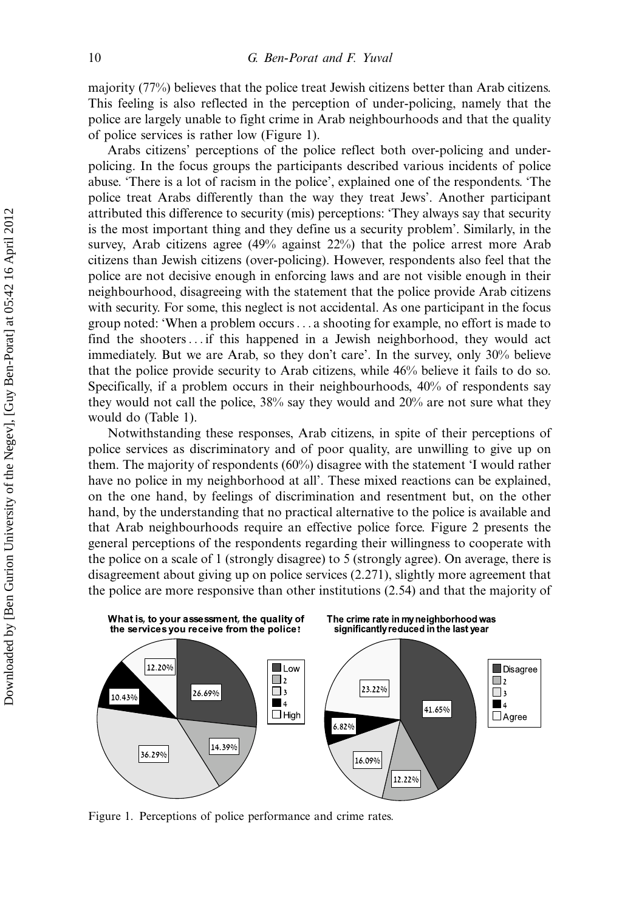majority (77%) believes that the police treat Jewish citizens better than Arab citizens. This feeling is also reflected in the perception of under-policing, namely that the police are largely unable to fight crime in Arab neighbourhoods and that the quality of police services is rather low (Figure 1).

Arabs citizens' perceptions of the police reflect both over-policing and under-policing. In the focus groups the participants described various incidents of police abuse. 'There is a lot of racism in the police', explained one of the respondents. 'The police treat Arabs differently than the way they treat Jews'. Another participant attributed this difference to security (mis) perceptions: 'They always say that security is the most important thing and they define us a security problem'. Similarly, in the survey, Arab citizens agree (49% against 22%) that the police arrest more Arab citizens than Jewish citizens (over-policing). However, respondents also feel that the police are not decisive enough in enforcing laws and are not visible enough in their neighbourhood, disagreeing with the statement that the police provide Arab citizens with security. For some, this neglect is not accidental. As one participant in the focus group noted: 'When a problem occurs . . . a shooting for example, no effort is made to find the shooters . . . if this happened in a Jewish neighborhood, they would act immediately. But we are Arab, so they don't care'. In the survey, only 30% believe that the police provide security to Arab citizens, while 46% believe it fails to do so. Specifically, if a problem occurs in their neighbourhoods, 40% of respondents say they would not call the police, 38% say they would and 20% are not sure what they would do (Table 1).

Notwithstanding these responses, Arab citizens, in spite of their perceptions of police services as discriminatory and of poor quality, are unwilling to give up on them. The majority of respondents (60%) disagree with the statement 'I would rather have no police in my neighborhood at all'. These mixed reactions can be explained, on the one hand, by feelings of discrimination and resentment but, on the other hand, by the understanding that no practical alternative to the police is available and that Arab neighbourhoods require an effective police force. Figure 2 presents the general perceptions of the respondents regarding their willingness to cooperate with the police on a scale of 1 (strongly disagree) to 5 (strongly agree). On average, there is disagreement about giving up on police services (2.271), slightly more agreement that the police are more responsive than other institutions (2.54) and that the majority of

**What is, to your assessment, the quality of the services you receive from the police?**

| Response | Percentage |
|---|---|
| Low | 26.69% |
| 2 | 14.39% |
| 3 | 36.29% |
| 4 | 10.43% |
| High | 12.20% |

**The crime rate in my neighborhood was significantly reduced in the last year**

| Response | Percentage |
|---|---|
| Disagree | 41.65% |
| 2 | 12.22% |
| 3 | 16.09% |
| 4 | 6.82% |
| Agree | 23.22% |

Figure 1. Perceptions of police performance and crime rates.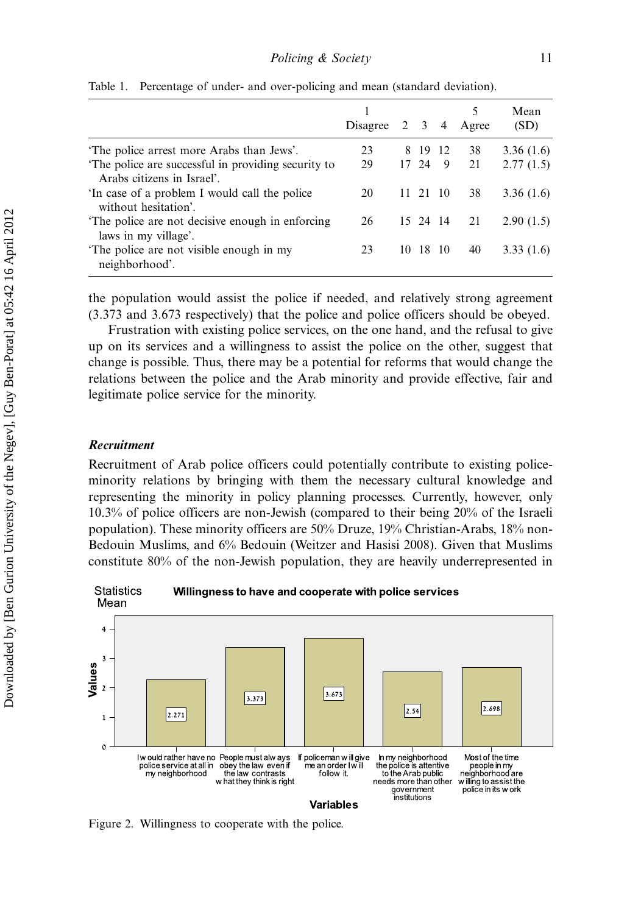Table 1. Percentage of under- and over-policing and mean (standard deviation).

| | 1 Disagree | 2 | 3 | 4 | 5 Agree | Mean (SD) |
|---|---|---|---|---|---|---|
| 'The police arrest more Arabs than Jews'. | 23 | 8 | 19 | 12 | 38 | 3.36 (1.6) |
| 'The police are successful in providing security to Arabs citizens in Israel'. | 29 | 17 | 24 | 9 | 21 | 2.77 (1.5) |
| 'In case of a problem I would call the police without hesitation'. | 20 | 11 | 21 | 10 | 38 | 3.36 (1.6) |
| 'The police are not decisive enough in enforcing laws in my village'. | 26 | 15 | 24 | 14 | 21 | 2.90 (1.5) |
| 'The police are not visible enough in my neighborhood'. | 23 | 10 | 18 | 10 | 40 | 3.33 (1.6) |

the population would assist the police if needed, and relatively strong agreement (3.373 and 3.673 respectively) that the police and police officers should be obeyed.

Frustration with existing police services, on the one hand, and the refusal to give up on its services and a willingness to assist the police on the other, suggest that change is possible. Thus, there may be a potential for reforms that would change the relations between the police and the Arab minority and provide effective, fair and legitimate police service for the minority.

### *Recruitment*

Recruitment of Arab police officers could potentially contribute to existing police-minority relations by bringing with them the necessary cultural knowledge and representing the minority in policy planning processes. Currently, however, only 10.3% of police officers are non-Jewish (compared to their being 20% of the Israeli population). These minority officers are 50% Druze, 19% Christian-Arabs, 18% non-Bedouin Muslims, and 6% Bedouin (Weitzer and Hasisi 2008). Given that Muslims constitute 80% of the non-Jewish population, they are heavily underrepresented in

Figure 2. Willingness to cooperate with the police.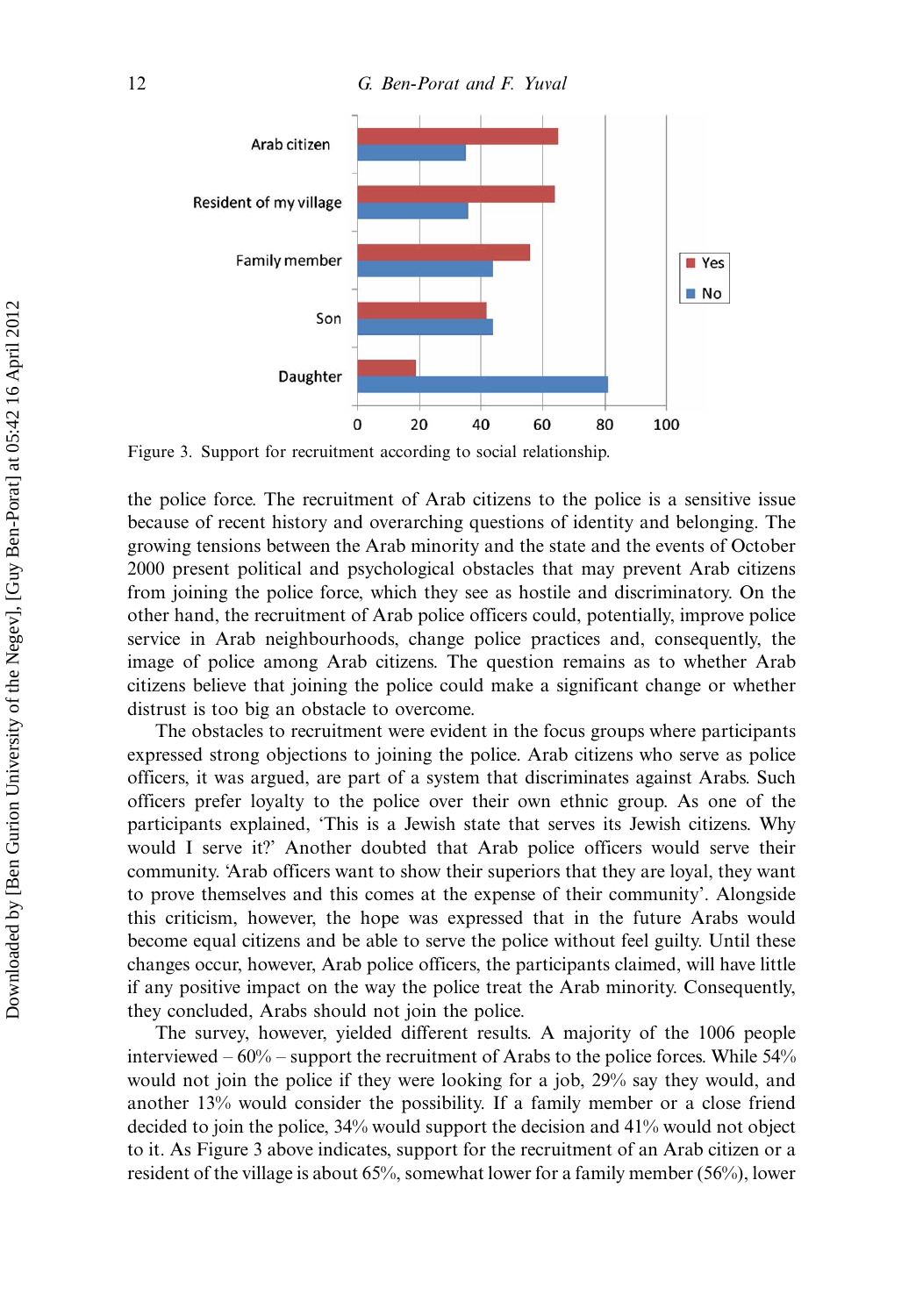Figure 3. Support for recruitment according to social relationship.

the police force. The recruitment of Arab citizens to the police is a sensitive issue because of recent history and overarching questions of identity and belonging. The growing tensions between the Arab minority and the state and the events of October 2000 present political and psychological obstacles that may prevent Arab citizens from joining the police force, which they see as hostile and discriminatory. On the other hand, the recruitment of Arab police officers could, potentially, improve police service in Arab neighbourhoods, change police practices and, consequently, the image of police among Arab citizens. The question remains as to whether Arab citizens believe that joining the police could make a significant change or whether distrust is too big an obstacle to overcome.

The obstacles to recruitment were evident in the focus groups where participants expressed strong objections to joining the police. Arab citizens who serve as police officers, it was argued, are part of a system that discriminates against Arabs. Such officers prefer loyalty to the police over their own ethnic group. As one of the participants explained, 'This is a Jewish state that serves its Jewish citizens. Why would I serve it?' Another doubted that Arab police officers would serve their community. 'Arab officers want to show their superiors that they are loyal, they want to prove themselves and this comes at the expense of their community'. Alongside this criticism, however, the hope was expressed that in the future Arabs would become equal citizens and be able to serve the police without feel guilty. Until these changes occur, however, Arab police officers, the participants claimed, will have little if any positive impact on the way the police treat the Arab minority. Consequently, they concluded, Arabs should not join the police.

The survey, however, yielded different results. A majority of the 1006 people interviewed – 60% – support the recruitment of Arabs to the police forces. While 54% would not join the police if they were looking for a job, 29% say they would, and another 13% would consider the possibility. If a family member or a close friend decided to join the police, 34% would support the decision and 41% would not object to it. As Figure 3 above indicates, support for the recruitment of an Arab citizen or a resident of the village is about 65%, somewhat lower for a family member (56%), lower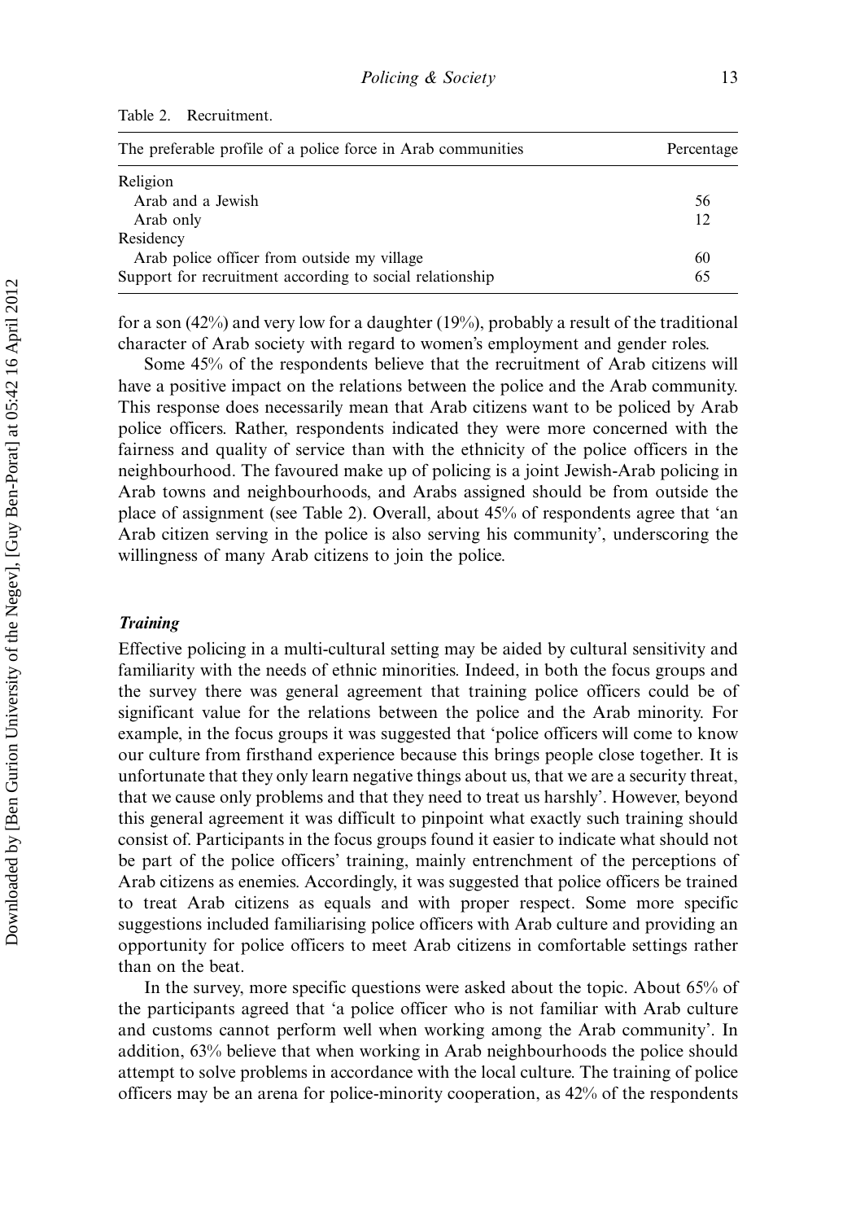Table 2. Recruitment.

| The preferable profile of a police force in Arab communities | Percentage |
|---|---|
| Religion | |
| Arab and a Jewish | 56 |
| Arab only | 12 |
| Residency | |
| Arab police officer from outside my village | 60 |
| Support for recruitment according to social relationship | 65 |

for a son (42%) and very low for a daughter (19%), probably a result of the traditional character of Arab society with regard to women's employment and gender roles.

Some 45% of the respondents believe that the recruitment of Arab citizens will have a positive impact on the relations between the police and the Arab community. This response does necessarily mean that Arab citizens want to be policed by Arab police officers. Rather, respondents indicated they were more concerned with the fairness and quality of service than with the ethnicity of the police officers in the neighbourhood. The favoured make up of policing is a joint Jewish-Arab policing in Arab towns and neighbourhoods, and Arabs assigned should be from outside the place of assignment (see Table 2). Overall, about 45% of respondents agree that 'an Arab citizen serving in the police is also serving his community', underscoring the willingness of many Arab citizens to join the police.

### *Training*

Effective policing in a multi-cultural setting may be aided by cultural sensitivity and familiarity with the needs of ethnic minorities. Indeed, in both the focus groups and the survey there was general agreement that training police officers could be of significant value for the relations between the police and the Arab minority. For example, in the focus groups it was suggested that 'police officers will come to know our culture from firsthand experience because this brings people close together. It is unfortunate that they only learn negative things about us, that we are a security threat, that we cause only problems and that they need to treat us harshly'. However, beyond this general agreement it was difficult to pinpoint what exactly such training should consist of. Participants in the focus groups found it easier to indicate what should not be part of the police officers' training, mainly entrenchment of the perceptions of Arab citizens as enemies. Accordingly, it was suggested that police officers be trained to treat Arab citizens as equals and with proper respect. Some more specific suggestions included familiarising police officers with Arab culture and providing an opportunity for police officers to meet Arab citizens in comfortable settings rather than on the beat.

In the survey, more specific questions were asked about the topic. About 65% of the participants agreed that 'a police officer who is not familiar with Arab culture and customs cannot perform well when working among the Arab community'. In addition, 63% believe that when working in Arab neighbourhoods the police should attempt to solve problems in accordance with the local culture. The training of police officers may be an arena for police-minority cooperation, as 42% of the respondents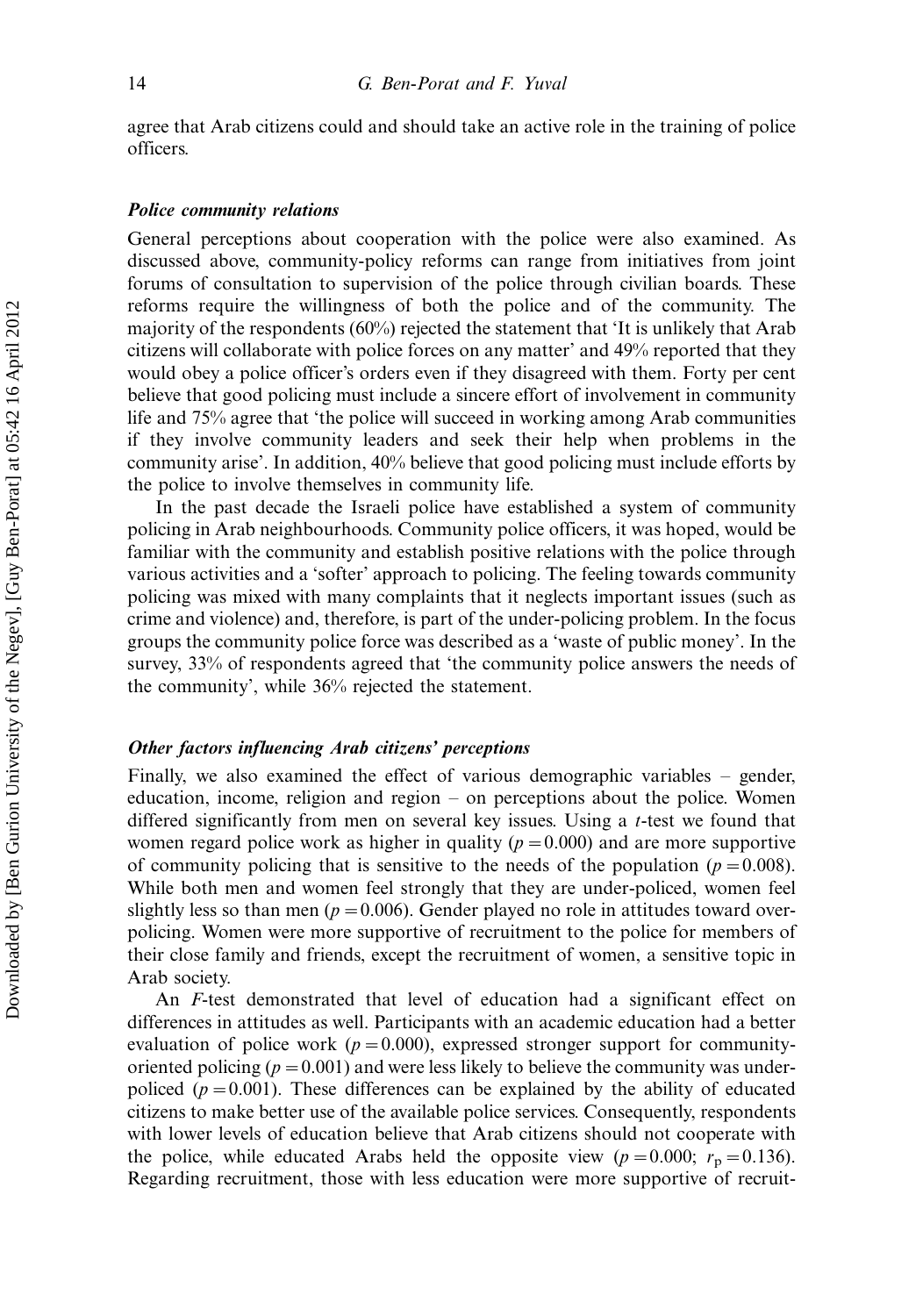agree that Arab citizens could and should take an active role in the training of police officers.

### *Police community relations*

General perceptions about cooperation with the police were also examined. As discussed above, community-policy reforms can range from initiatives from joint forums of consultation to supervision of the police through civilian boards. These reforms require the willingness of both the police and of the community. The majority of the respondents (60%) rejected the statement that 'It is unlikely that Arab citizens will collaborate with police forces on any matter' and 49% reported that they would obey a police officer's orders even if they disagreed with them. Forty per cent believe that good policing must include a sincere effort of involvement in community life and 75% agree that 'the police will succeed in working among Arab communities if they involve community leaders and seek their help when problems in the community arise'. In addition, 40% believe that good policing must include efforts by the police to involve themselves in community life.

In the past decade the Israeli police have established a system of community policing in Arab neighbourhoods. Community police officers, it was hoped, would be familiar with the community and establish positive relations with the police through various activities and a 'softer' approach to policing. The feeling towards community policing was mixed with many complaints that it neglects important issues (such as crime and violence) and, therefore, is part of the under-policing problem. In the focus groups the community police force was described as a 'waste of public money'. In the survey, 33% of respondents agreed that 'the community police answers the needs of the community', while 36% rejected the statement.

### *Other factors influencing Arab citizens' perceptions*

Finally, we also examined the effect of various demographic variables – gender, education, income, religion and region – on perceptions about the police. Women differed significantly from men on several key issues. Using a *t*-test we found that women regard police work as higher in quality ($p = 0.000$) and are more supportive of community policing that is sensitive to the needs of the population ($p = 0.008$). While both men and women feel strongly that they are under-policed, women feel slightly less so than men ($p = 0.006$). Gender played no role in attitudes toward over-policing. Women were more supportive of recruitment to the police for members of their close family and friends, except the recruitment of women, a sensitive topic in Arab society.

An *F*-test demonstrated that level of education had a significant effect on differences in attitudes as well. Participants with an academic education had a better evaluation of police work ($p = 0.000$), expressed stronger support for community-oriented policing ($p = 0.001$) and were less likely to believe the community was under-policed ($p = 0.001$). These differences can be explained by the ability of educated citizens to make better use of the available police services. Consequently, respondents with lower levels of education believe that Arab citizens should not cooperate with the police, while educated Arabs held the opposite view ($p = 0.000$; $r_p = 0.136$). Regarding recruitment, those with less education were more supportive of recruit-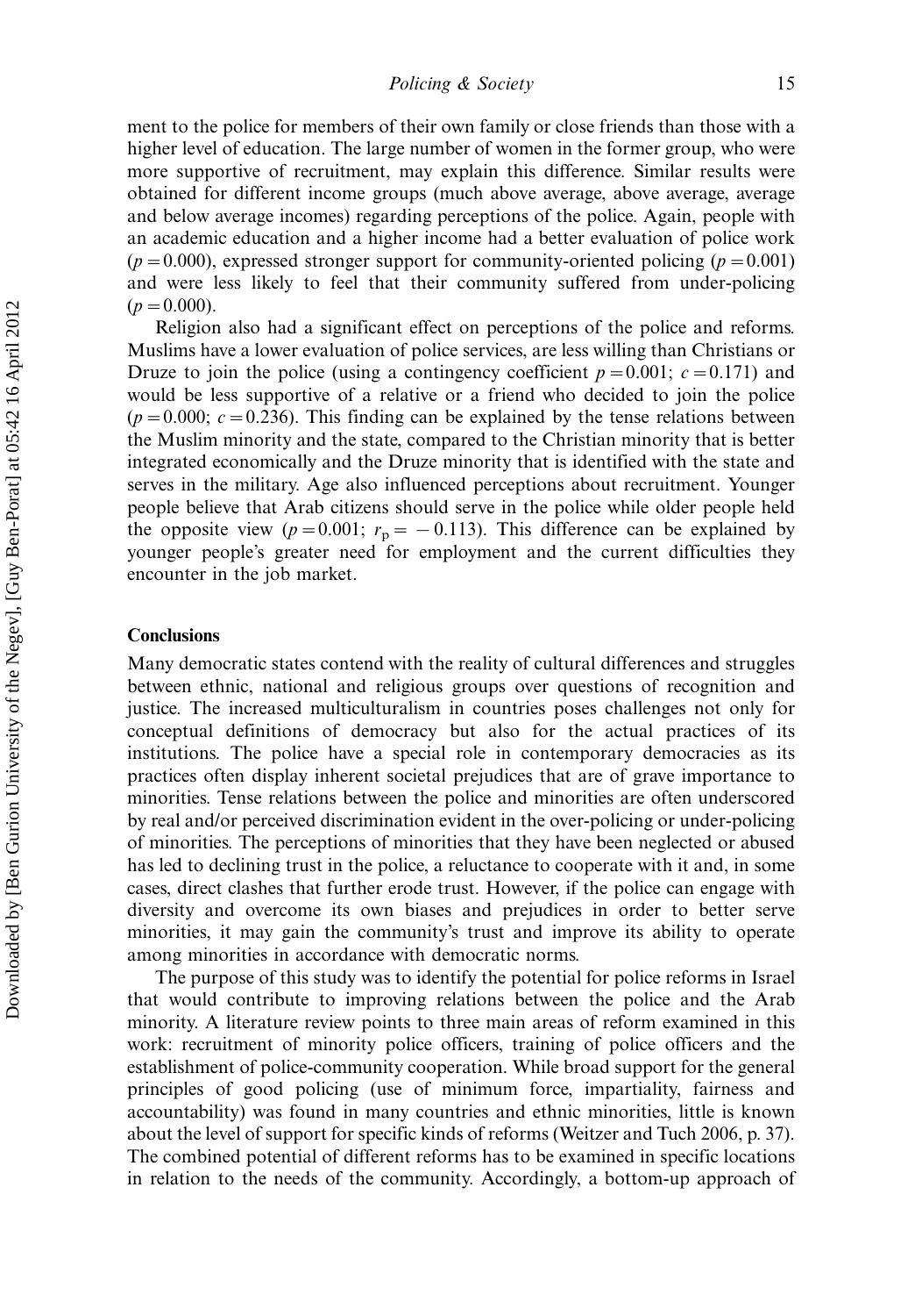ment to the police for members of their own family or close friends than those with a higher level of education. The large number of women in the former group, who were more supportive of recruitment, may explain this difference. Similar results were obtained for different income groups (much above average, above average, average and below average incomes) regarding perceptions of the police. Again, people with an academic education and a higher income had a better evaluation of police work ($p = 0.000$), expressed stronger support for community-oriented policing ($p = 0.001$) and were less likely to feel that their community suffered from under-policing ($p = 0.000$).

Religion also had a significant effect on perceptions of the police and reforms. Muslims have a lower evaluation of police services, are less willing than Christians or Druze to join the police (using a contingency coefficient $p = 0.001$; $c = 0.171$) and would be less supportive of a relative or a friend who decided to join the police ($p = 0.000$; $c = 0.236$). This finding can be explained by the tense relations between the Muslim minority and the state, compared to the Christian minority that is better integrated economically and the Druze minority that is identified with the state and serves in the military. Age also influenced perceptions about recruitment. Younger people believe that Arab citizens should serve in the police while older people held the opposite view ($p = 0.001$; $r_p = -0.113$). This difference can be explained by younger people's greater need for employment and the current difficulties they encounter in the job market.

## Conclusions

Many democratic states contend with the reality of cultural differences and struggles between ethnic, national and religious groups over questions of recognition and justice. The increased multiculturalism in countries poses challenges not only for conceptual definitions of democracy but also for the actual practices of its institutions. The police have a special role in contemporary democracies as its practices often display inherent societal prejudices that are of grave importance to minorities. Tense relations between the police and minorities are often underscored by real and/or perceived discrimination evident in the over-policing or under-policing of minorities. The perceptions of minorities that they have been neglected or abused has led to declining trust in the police, a reluctance to cooperate with it and, in some cases, direct clashes that further erode trust. However, if the police can engage with diversity and overcome its own biases and prejudices in order to better serve minorities, it may gain the community's trust and improve its ability to operate among minorities in accordance with democratic norms.

The purpose of this study was to identify the potential for police reforms in Israel that would contribute to improving relations between the police and the Arab minority. A literature review points to three main areas of reform examined in this work: recruitment of minority police officers, training of police officers and the establishment of police-community cooperation. While broad support for the general principles of good policing (use of minimum force, impartiality, fairness and accountability) was found in many countries and ethnic minorities, little is known about the level of support for specific kinds of reforms (Weitzer and Tuch 2006, p. 37). The combined potential of different reforms has to be examined in specific locations in relation to the needs of the community. Accordingly, a bottom-up approach of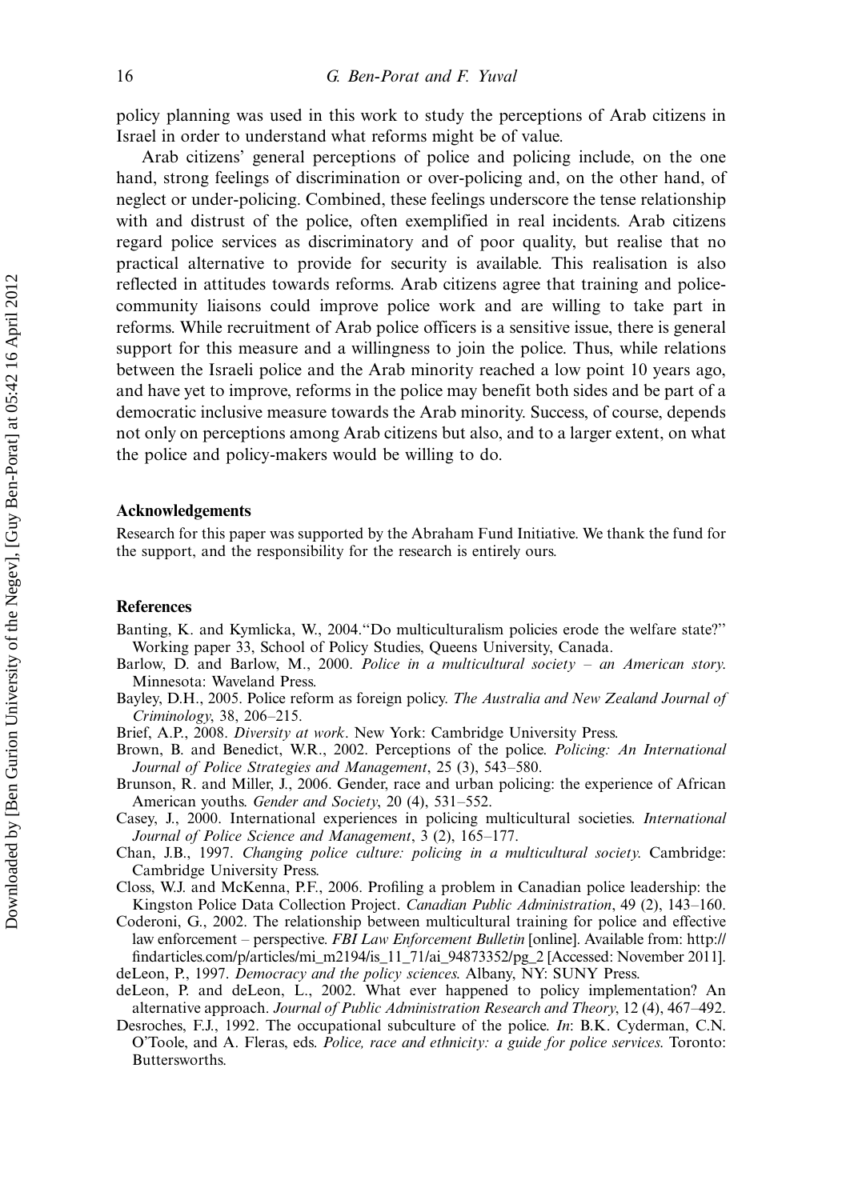policy planning was used in this work to study the perceptions of Arab citizens in Israel in order to understand what reforms might be of value.

Arab citizens' general perceptions of police and policing include, on the one hand, strong feelings of discrimination or over-policing and, on the other hand, of neglect or under-policing. Combined, these feelings underscore the tense relationship with and distrust of the police, often exemplified in real incidents. Arab citizens regard police services as discriminatory and of poor quality, but realise that no practical alternative to provide for security is available. This realisation is also reflected in attitudes towards reforms. Arab citizens agree that training and police-community liaisons could improve police work and are willing to take part in reforms. While recruitment of Arab police officers is a sensitive issue, there is general support for this measure and a willingness to join the police. Thus, while relations between the Israeli police and the Arab minority reached a low point 10 years ago, and have yet to improve, reforms in the police may benefit both sides and be part of a democratic inclusive measure towards the Arab minority. Success, of course, depends not only on perceptions among Arab citizens but also, and to a larger extent, on what the police and policy-makers would be willing to do.

## Acknowledgements

Research for this paper was supported by the Abraham Fund Initiative. We thank the fund for the support, and the responsibility for the research is entirely ours.

## References

Banting, K. and Kymlicka, W., 2004."Do multiculturalism policies erode the welfare state?" Working paper 33, School of Policy Studies, Queens University, Canada.

Barlow, D. and Barlow, M., 2000. *Police in a multicultural society – an American story*. Minnesota: Waveland Press.

Bayley, D.H., 2005. Police reform as foreign policy. *The Australia and New Zealand Journal of Criminology*, 38, 206–215.

Brief, A.P., 2008. *Diversity at work*. New York: Cambridge University Press.

Brown, B. and Benedict, W.R., 2002. Perceptions of the police. *Policing: An International Journal of Police Strategies and Management*, 25 (3), 543–580.

Brunson, R. and Miller, J., 2006. Gender, race and urban policing: the experience of African American youths. *Gender and Society*, 20 (4), 531–552.

Casey, J., 2000. International experiences in policing multicultural societies. *International Journal of Police Science and Management*, 3 (2), 165–177.

Chan, J.B., 1997. *Changing police culture: policing in a multicultural society*. Cambridge: Cambridge University Press.

Closs, W.J. and McKenna, P.F., 2006. Profiling a problem in Canadian police leadership: the Kingston Police Data Collection Project. *Canadian Public Administration*, 49 (2), 143–160.

Coderoni, G., 2002. The relationship between multicultural training for police and effective law enforcement – perspective. *FBI Law Enforcement Bulletin* [online]. Available from: http://findarticles.com/p/articles/mi_m2194/is_11_71/ai_94873352/pg_2 [Accessed: November 2011].

deLeon, P., 1997. *Democracy and the policy sciences*. Albany, NY: SUNY Press.

deLeon, P. and deLeon, L., 2002. What ever happened to policy implementation? An alternative approach. *Journal of Public Administration Research and Theory*, 12 (4), 467–492.

Desroches, F.J., 1992. The occupational subculture of the police. *In*: B.K. Cyderman, C.N. O'Toole, and A. Fleras, eds. *Police, race and ethnicity: a guide for police services*. Toronto: Buttersworths.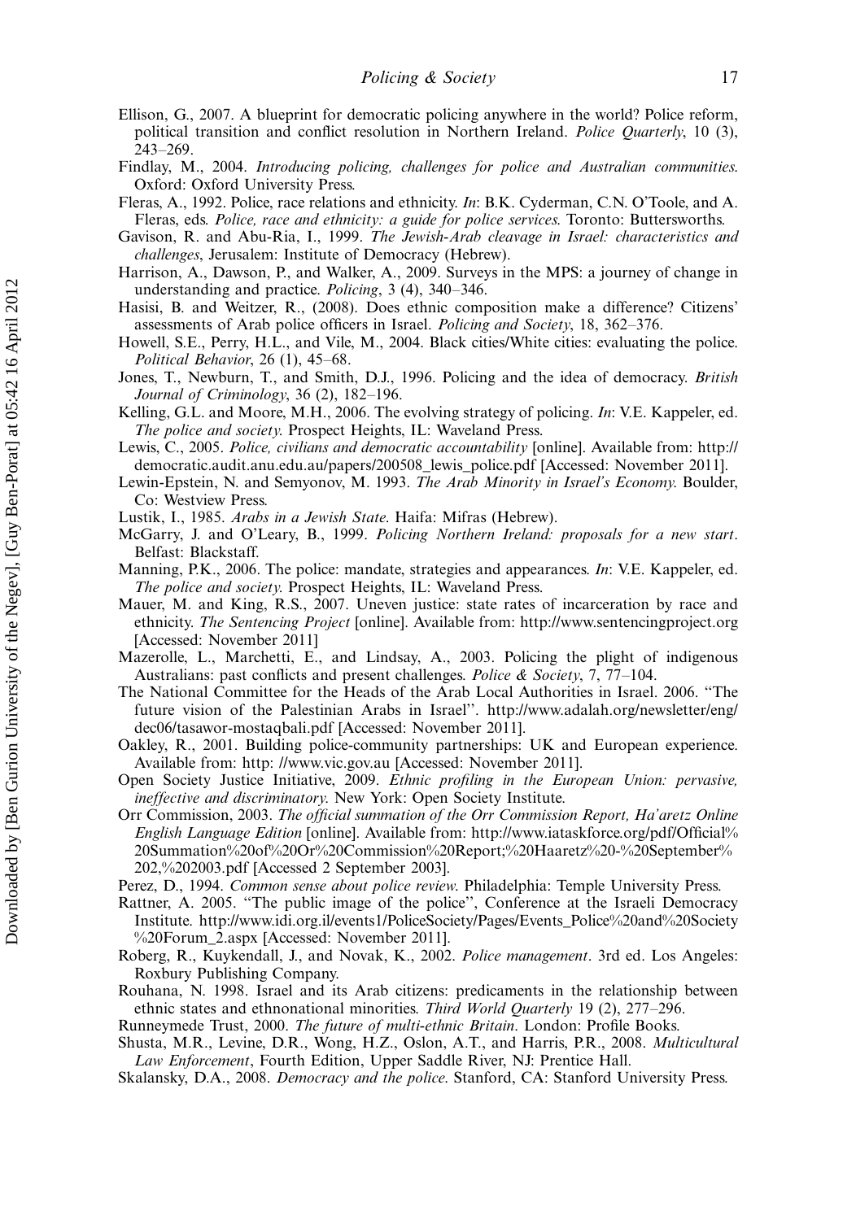Ellison, G., 2007. A blueprint for democratic policing anywhere in the world? Police reform, political transition and conflict resolution in Northern Ireland. *Police Quarterly*, 10 (3), 243–269.

Findlay, M., 2004. *Introducing policing, challenges for police and Australian communities*. Oxford: Oxford University Press.

Fleras, A., 1992. Police, race relations and ethnicity. *In*: B.K. Cyderman, C.N. O'Toole, and A. Fleras, eds. *Police, race and ethnicity: a guide for police services*. Toronto: Buttersworths.

Gavison, R. and Abu-Ria, I., 1999. *The Jewish-Arab cleavage in Israel: characteristics and challenges*, Jerusalem: Institute of Democracy (Hebrew).

Harrison, A., Dawson, P., and Walker, A., 2009. Surveys in the MPS: a journey of change in understanding and practice. *Policing*, 3 (4), 340–346.

Hasisi, B. and Weitzer, R., (2008). Does ethnic composition make a difference? Citizens' assessments of Arab police officers in Israel. *Policing and Society*, 18, 362–376.

Howell, S.E., Perry, H.L., and Vile, M., 2004. Black cities/White cities: evaluating the police. *Political Behavior*, 26 (1), 45–68.

Jones, T., Newburn, T., and Smith, D.J., 1996. Policing and the idea of democracy. *British Journal of Criminology*, 36 (2), 182–196.

Kelling, G.L. and Moore, M.H., 2006. The evolving strategy of policing. *In*: V.E. Kappeler, ed. *The police and society*. Prospect Heights, IL: Waveland Press.

Lewis, C., 2005. *Police, civilians and democratic accountability* [online]. Available from: http://democratic.audit.anu.edu.au/papers/200508_lewis_police.pdf [Accessed: November 2011].

Lewin-Epstein, N. and Semyonov, M. 1993. *The Arab Minority in Israel's Economy*. Boulder, Co: Westview Press.

Lustik, I., 1985. *Arabs in a Jewish State*. Haifa: Mifras (Hebrew).

McGarry, J. and O'Leary, B., 1999. *Policing Northern Ireland: proposals for a new start*. Belfast: Blackstaff.

Manning, P.K., 2006. The police: mandate, strategies and appearances. *In*: V.E. Kappeler, ed. *The police and society*. Prospect Heights, IL: Waveland Press.

Mauer, M. and King, R.S., 2007. Uneven justice: state rates of incarceration by race and ethnicity. *The Sentencing Project* [online]. Available from: http://www.sentencingproject.org [Accessed: November 2011]

Mazerolle, L., Marchetti, E., and Lindsay, A., 2003. Policing the plight of indigenous Australians: past conflicts and present challenges. *Police & Society*, 7, 77–104.

The National Committee for the Heads of the Arab Local Authorities in Israel. 2006. ''The future vision of the Palestinian Arabs in Israel''. http://www.adalah.org/newsletter/eng/dec06/tasawor-mostaqbali.pdf [Accessed: November 2011].

Oakley, R., 2001. Building police-community partnerships: UK and European experience. Available from: http: //www.vic.gov.au [Accessed: November 2011].

Open Society Justice Initiative, 2009. *Ethnic profiling in the European Union: pervasive, ineffective and discriminatory*. New York: Open Society Institute.

Orr Commission, 2003. *The official summation of the Orr Commission Report, Ha'aretz Online English Language Edition* [online]. Available from: http://www.iataskforce.org/pdf/Official%20Summation%20of%20Or%20Commission%20Report;%20Haaretz%20-%20September%202,%202003.pdf [Accessed 2 September 2003].

Perez, D., 1994. *Common sense about police review*. Philadelphia: Temple University Press.

Rattner, A. 2005. ''The public image of the police'', Conference at the Israeli Democracy Institute. http://www.idi.org.il/events1/PoliceSociety/Pages/Events_Police%20and%20Society%20Forum_2.aspx [Accessed: November 2011].

Roberg, R., Kuykendall, J., and Novak, K., 2002. *Police management*. 3rd ed. Los Angeles: Roxbury Publishing Company.

Rouhana, N. 1998. Israel and its Arab citizens: predicaments in the relationship between ethnic states and ethnonational minorities. *Third World Quarterly* 19 (2), 277–296.

Runneymede Trust, 2000. *The future of multi-ethnic Britain*. London: Profile Books.

Shusta, M.R., Levine, D.R., Wong, H.Z., Oslon, A.T., and Harris, P.R., 2008. *Multicultural Law Enforcement*, Fourth Edition, Upper Saddle River, NJ: Prentice Hall.

Skalansky, D.A., 2008. *Democracy and the police*. Stanford, CA: Stanford University Press.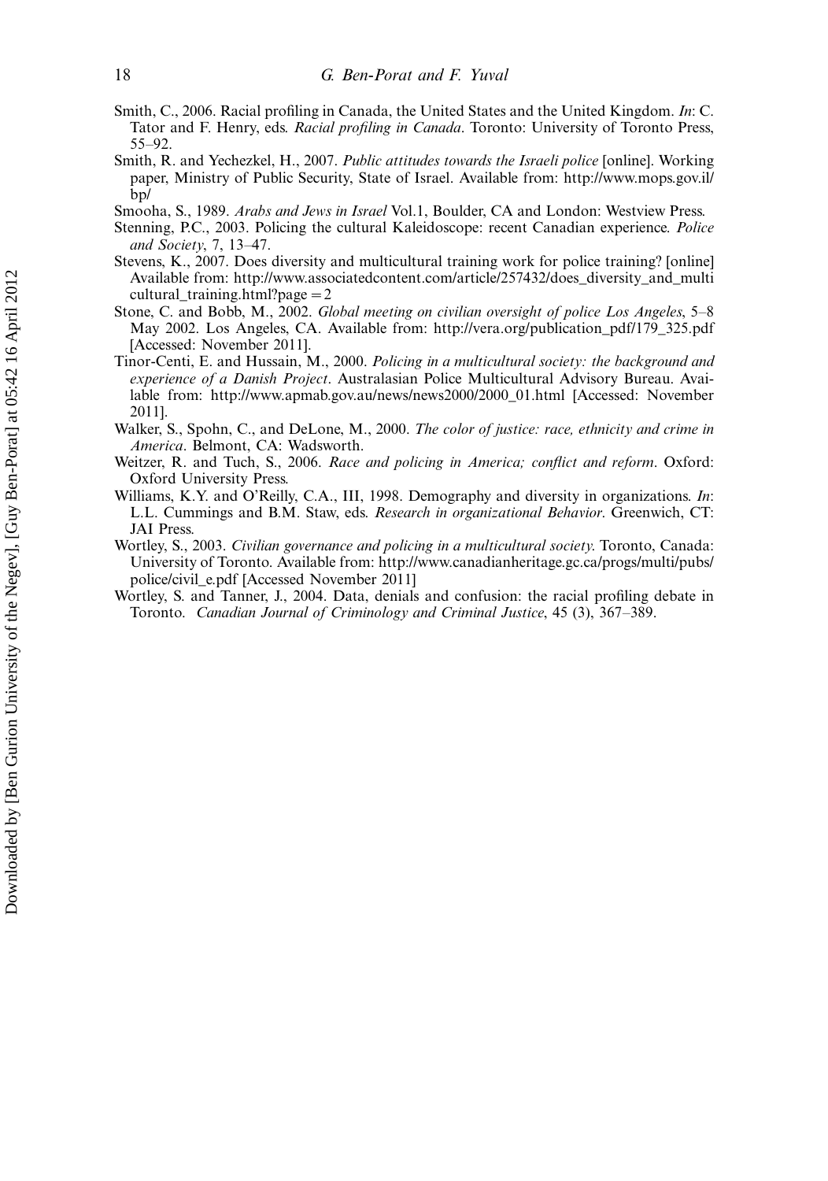Smith, C., 2006. Racial profiling in Canada, the United States and the United Kingdom. *In*: C. Tator and F. Henry, eds. *Racial profiling in Canada*. Toronto: University of Toronto Press, 55–92.

Smith, R. and Yechezkel, H., 2007. *Public attitudes towards the Israeli police* [online]. Working paper, Ministry of Public Security, State of Israel. Available from: http://www.mops.gov.il/bp/

Smooha, S., 1989. *Arabs and Jews in Israel* Vol.1, Boulder, CA and London: Westview Press.

Stenning, P.C., 2003. Policing the cultural Kaleidoscope: recent Canadian experience. *Police and Society*, 7, 13–47.

Stevens, K., 2007. Does diversity and multicultural training work for police training? [online] Available from: http://www.associatedcontent.com/article/257432/does_diversity_and_multicultural_training.html?page = 2

Stone, C. and Bobb, M., 2002. *Global meeting on civilian oversight of police Los Angeles*, 5–8 May 2002. Los Angeles, CA. Available from: http://vera.org/publication_pdf/179_325.pdf [Accessed: November 2011].

Tinor-Centi, E. and Hussain, M., 2000. *Policing in a multicultural society: the background and experience of a Danish Project*. Australasian Police Multicultural Advisory Bureau. Available from: http://www.apmab.gov.au/news/news2000/2000_01.html [Accessed: November 2011].

Walker, S., Spohn, C., and DeLone, M., 2000. *The color of justice: race, ethnicity and crime in America*. Belmont, CA: Wadsworth.

Weitzer, R. and Tuch, S., 2006. *Race and policing in America; conflict and reform*. Oxford: Oxford University Press.

Williams, K.Y. and O'Reilly, C.A., III, 1998. Demography and diversity in organizations. *In*: L.L. Cummings and B.M. Staw, eds. *Research in organizational Behavior*. Greenwich, CT: JAI Press.

Wortley, S., 2003. *Civilian governance and policing in a multicultural society*. Toronto, Canada: University of Toronto. Available from: http://www.canadianheritage.gc.ca/progs/multi/pubs/police/civil_e.pdf [Accessed November 2011]

Wortley, S. and Tanner, J., 2004. Data, denials and confusion: the racial profiling debate in Toronto. *Canadian Journal of Criminology and Criminal Justice*, 45 (3), 367–389.